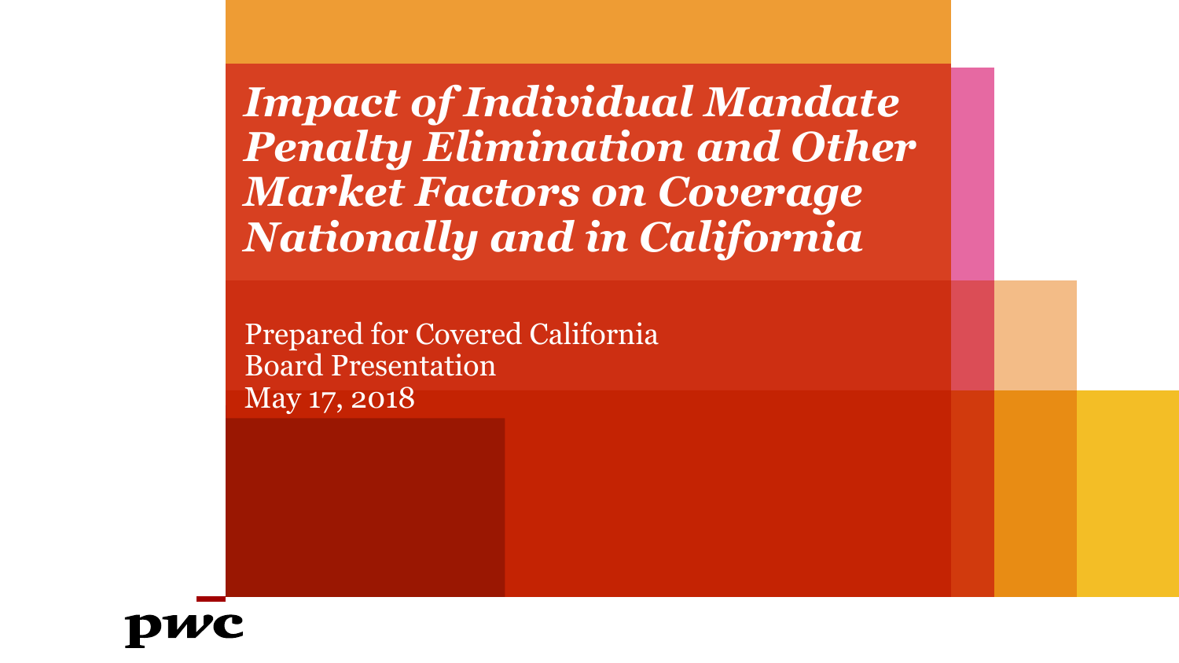# *Impact of Individual Mandate Penalty Elimination and Other Market Factors on Coverage Nationally and in California*

Prepared for Covered California
Board Presentation
May 17, 2018

pwc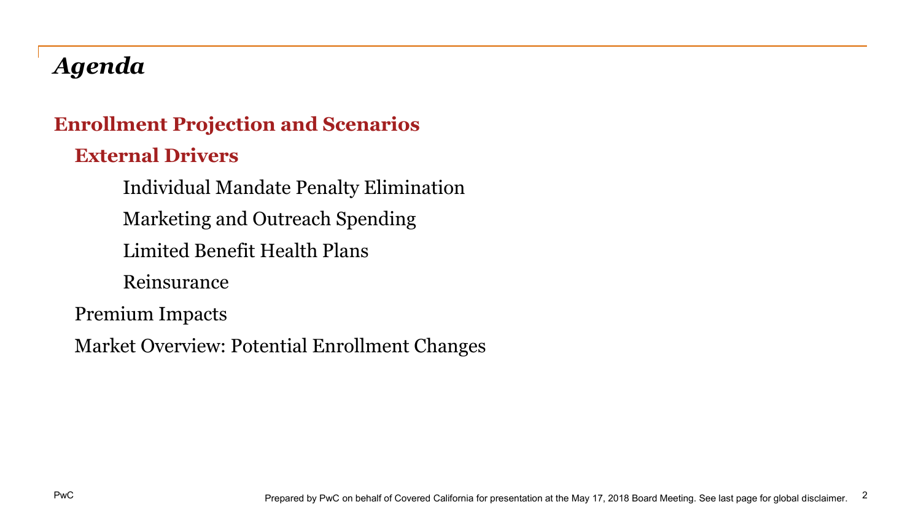## *Agenda*

**Enrollment Projection and Scenarios**

- **External Drivers**
  - Individual Mandate Penalty Elimination
  - Marketing and Outreach Spending
  - Limited Benefit Health Plans
  - Reinsurance
- Premium Impacts
- Market Overview: Potential Enrollment Changes

Prepared by PwC on behalf of Covered California for presentation at the May 17, 2018 Board Meeting. See last page for global disclaimer.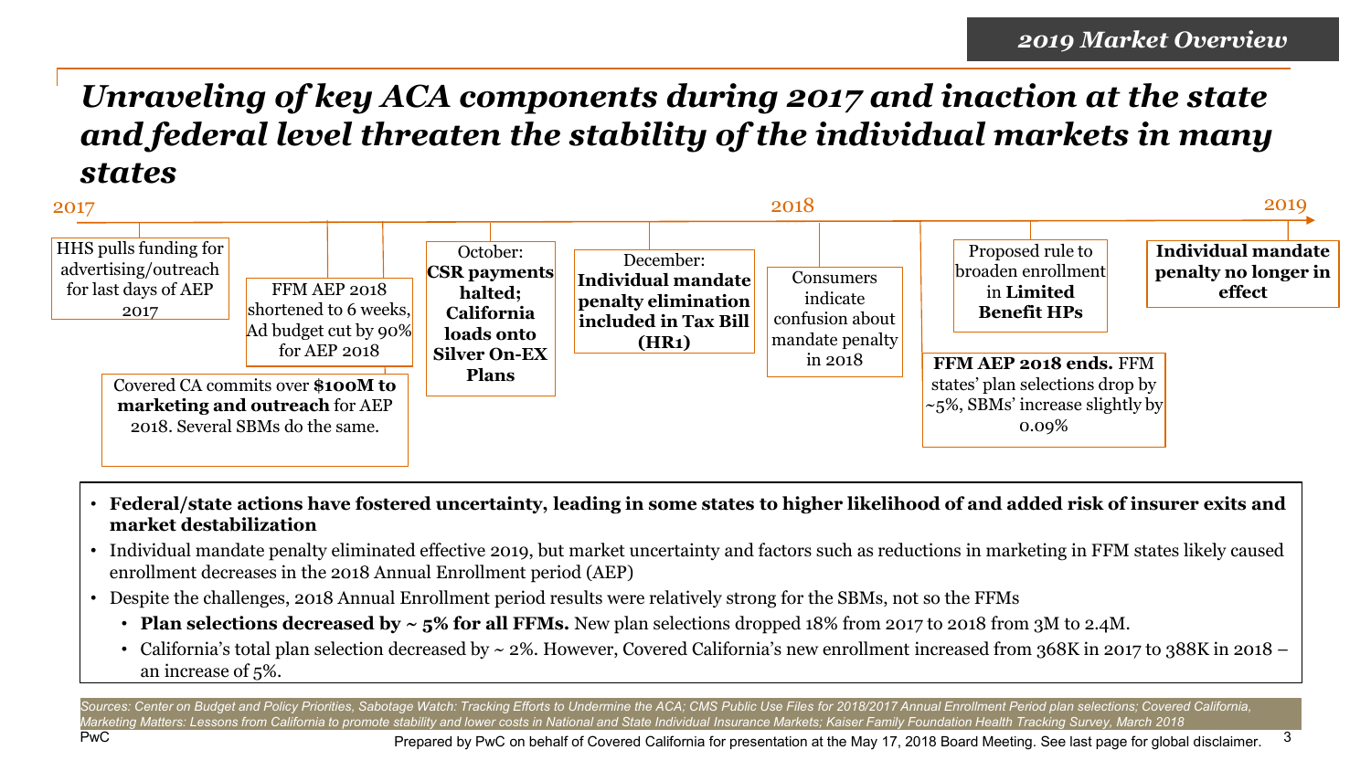*2019 Market Overview*

# *Unraveling of key ACA components during 2017 and inaction at the state and federal level threaten the stability of the individual markets in many states*

2017

- HHS pulls funding for advertising/outreach for last days of AEP 2017
- FFM AEP 2018 shortened to 6 weeks, Ad budget cut by 90% for AEP 2018
- Covered CA commits over **$100M to marketing and outreach** for AEP 2018. Several SBMs do the same.
- October: **CSR payments halted; California loads onto Silver On-EX Plans**
- December: **Individual mandate penalty elimination included in Tax Bill (HR1)**

2018

- Consumers indicate confusion about mandate penalty in 2018
- **FFM AEP 2018 ends.** FFM states' plan selections drop by ~5%, SBMs' increase slightly by 0.09%
- Proposed rule to broaden enrollment in **Limited Benefit HPs**

2019

- **Individual mandate penalty no longer in effect**

---

- **Federal/state actions have fostered uncertainty, leading in some states to higher likelihood of and added risk of insurer exits and market destabilization**
- Individual mandate penalty eliminated effective 2019, but market uncertainty and factors such as reductions in marketing in FFM states likely caused enrollment decreases in the 2018 Annual Enrollment period (AEP)
- Despite the challenges, 2018 Annual Enrollment period results were relatively strong for the SBMs, not so the FFMs
  - **Plan selections decreased by ~ 5% for all FFMs.** New plan selections dropped 18% from 2017 to 2018 from 3M to 2.4M.
  - California's total plan selection decreased by ~ 2%. However, Covered California's new enrollment increased from 368K in 2017 to 388K in 2018 – an increase of 5%.

*Sources: Center on Budget and Policy Priorities, Sabotage Watch: Tracking Efforts to Undermine the ACA; CMS Public Use Files for 2018/2017 Annual Enrollment Period plan selections; Covered California, Marketing Matters: Lessons from California to promote stability and lower costs in National and State Individual Insurance Markets; Kaiser Family Foundation Health Tracking Survey, March 2018*

Prepared by PwC on behalf of Covered California for presentation at the May 17, 2018 Board Meeting. See last page for global disclaimer.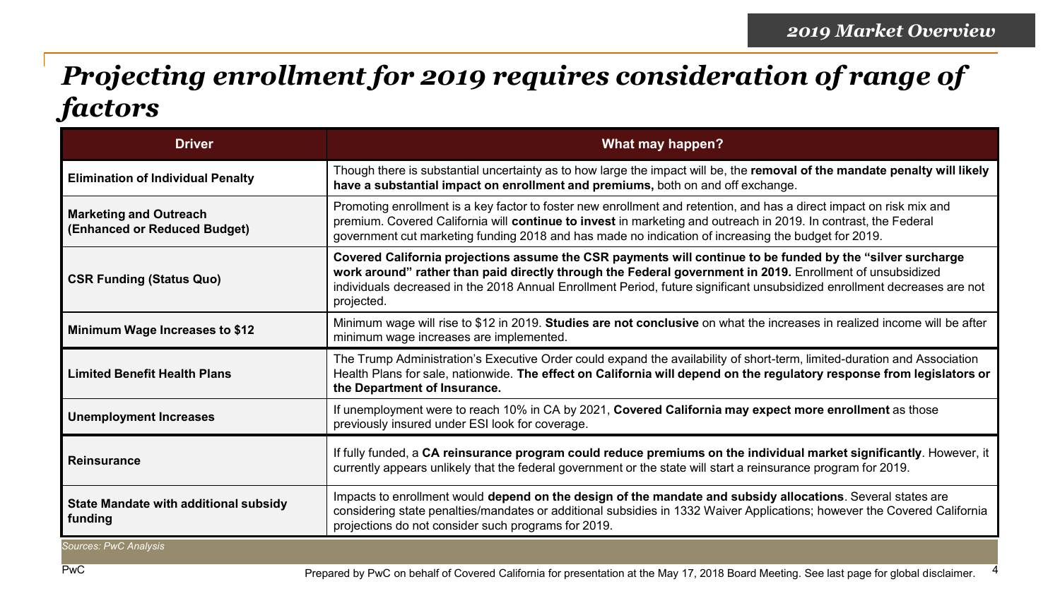# Projecting enrollment for 2019 requires consideration of range of factors

| Driver | What may happen? |
|---|---|
| **Elimination of Individual Penalty** | Though there is substantial uncertainty as to how large the impact will be, the **removal of the mandate penalty will likely have a substantial impact on enrollment and premiums,** both on and off exchange. |
| **Marketing and Outreach (Enhanced or Reduced Budget)** | Promoting enrollment is a key factor to foster new enrollment and retention, and has a direct impact on risk mix and premium. Covered California will **continue to invest** in marketing and outreach in 2019. In contrast, the Federal government cut marketing funding 2018 and has made no indication of increasing the budget for 2019. |
| **CSR Funding (Status Quo)** | **Covered California projections assume the CSR payments will continue to be funded by the "silver surcharge work around" rather than paid directly through the Federal government in 2019.** Enrollment of unsubsidized individuals decreased in the 2018 Annual Enrollment Period, future significant unsubsidized enrollment decreases are not projected. |
| **Minimum Wage Increases to $12** | Minimum wage will rise to $12 in 2019. **Studies are not conclusive** on what the increases in realized income will be after minimum wage increases are implemented. |
| **Limited Benefit Health Plans** | The Trump Administration's Executive Order could expand the availability of short-term, limited-duration and Association Health Plans for sale, nationwide. **The effect on California will depend on the regulatory response from legislators or the Department of Insurance.** |
| **Unemployment Increases** | If unemployment were to reach 10% in CA by 2021, **Covered California may expect more enrollment** as those previously insured under ESI look for coverage. |
| **Reinsurance** | If fully funded, a **CA reinsurance program could reduce premiums on the individual market significantly**. However, it currently appears unlikely that the federal government or the state will start a reinsurance program for 2019. |
| **State Mandate with additional subsidy funding** | Impacts to enrollment would **depend on the design of the mandate and subsidy allocations**. Several states are considering state penalties/mandates or additional subsidies in 1332 Waiver Applications; however the Covered California projections do not consider such programs for 2019. |

*Sources: PwC Analysis*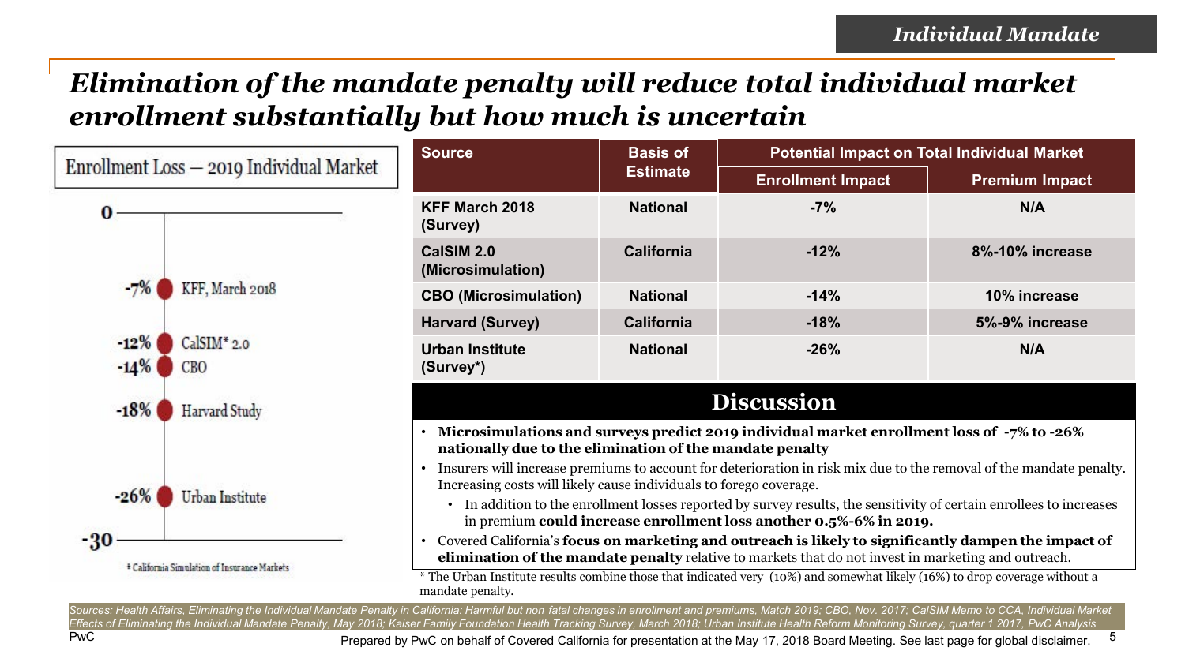# *Elimination of the mandate penalty will reduce total individual market enrollment substantially but how much is uncertain*

**Enrollment Loss – 2019 Individual Market**

| Value | Source |
|---|---|
| 0 | |
| -7% | KFF, March 2018 |
| -12% | CalSIM* 2.0 |
| -14% | CBO |
| -18% | Harvard Study |
| -26% | Urban Institute |
| -30 | |

* California Simulation of Insurance Markets

| Source | Basis of Estimate | Potential Impact on Total Individual Market | |
|---|---|---|---|
| | | Enrollment Impact | Premium Impact |
| KFF March 2018 (Survey) | National | -7% | N/A |
| CalSIM 2.0 (Microsimulation) | California | -12% | 8%-10% increase |
| CBO (Microsimulation) | National | -14% | 10% increase |
| Harvard (Survey) | California | -18% | 5%-9% increase |
| Urban Institute (Survey*) | National | -26% | N/A |

## Discussion

- **Microsimulations and surveys predict 2019 individual market enrollment loss of -7% to -26% nationally due to the elimination of the mandate penalty**
- Insurers will increase premiums to account for deterioration in risk mix due to the removal of the mandate penalty. Increasing costs will likely cause individuals to forego coverage.
  - In addition to the enrollment losses reported by survey results, the sensitivity of certain enrollees to increases in premium **could increase enrollment loss another 0.5%-6% in 2019.**
- Covered California's **focus on marketing and outreach is likely to significantly dampen the impact of elimination of the mandate penalty** relative to markets that do not invest in marketing and outreach.

* The Urban Institute results combine those that indicated very (10%) and somewhat likely (16%) to drop coverage without a mandate penalty.

*Sources: Health Affairs, Eliminating the Individual Mandate Penalty in California: Harmful but non fatal changes in enrollment and premiums, Match 2019; CBO, Nov. 2017; CalSIM Memo to CCA, Individual Market Effects of Eliminating the Individual Mandate Penalty, May 2018; Kaiser Family Foundation Health Tracking Survey, March 2018; Urban Institute Health Reform Monitoring Survey, quarter 1 2017, PwC Analysis*

Prepared by PwC on behalf of Covered California for presentation at the May 17, 2018 Board Meeting. See last page for global disclaimer.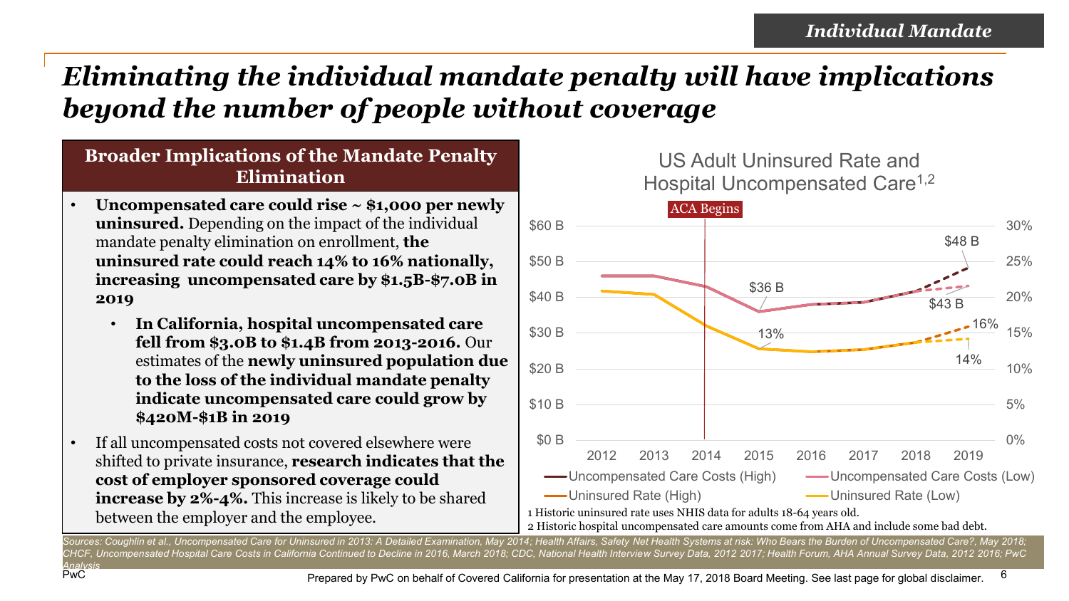*Individual Mandate*

# *Eliminating the individual mandate penalty will have implications beyond the number of people without coverage*

## Broader Implications of the Mandate Penalty Elimination

- **Uncompensated care could rise ~ $1,000 per newly uninsured.** Depending on the impact of the individual mandate penalty elimination on enrollment, **the uninsured rate could reach 14% to 16% nationally, increasing uncompensated care by $1.5B-$7.0B in 2019**
  - **In California, hospital uncompensated care fell from $3.0B to $1.4B from 2013-2016.** Our estimates of the **newly uninsured population due to the loss of the individual mandate penalty indicate uncompensated care could grow by $420M-$1B in 2019**
- If all uncompensated costs not covered elsewhere were shifted to private insurance, **research indicates that the cost of employer sponsored coverage could increase by 2%-4%.** This increase is likely to be shared between the employer and the employee.

### US Adult Uninsured Rate and Hospital Uncompensated Care[1,2]

ACA Begins

$60 B, $50 B, $40 B, $30 B, $20 B, $10 B, $0 B | 30%, 25%, 20%, 15%, 10%, 5%, 0%

2012, 2013, 2014, 2015, 2016, 2017, 2018, 2019

$36 B; $48 B; $43 B; 13%; 16%; 14%

Uncompensated Care Costs (High) | Uncompensated Care Costs (Low) | Uninsured Rate (High) | Uninsured Rate (Low)

1 Historic uninsured rate uses NHIS data for adults 18-64 years old.
2 Historic hospital uncompensated care amounts come from AHA and include some bad debt.

*Sources: Coughlin et al., Uncompensated Care for Uninsured in 2013: A Detailed Examination, May 2014; Health Affairs, Safety Net Health Systems at risk: Who Bears the Burden of Uncompensated Care?, May 2018; CHCF, Uncompensated Hospital Care Costs in California Continued to Decline in 2016, March 2018; CDC, National Health Interview Survey Data, 2012 2017; Health Forum, AHA Annual Survey Data, 2012 2016; PwC Analysis*

Prepared by PwC on behalf of Covered California for presentation at the May 17, 2018 Board Meeting. See last page for global disclaimer.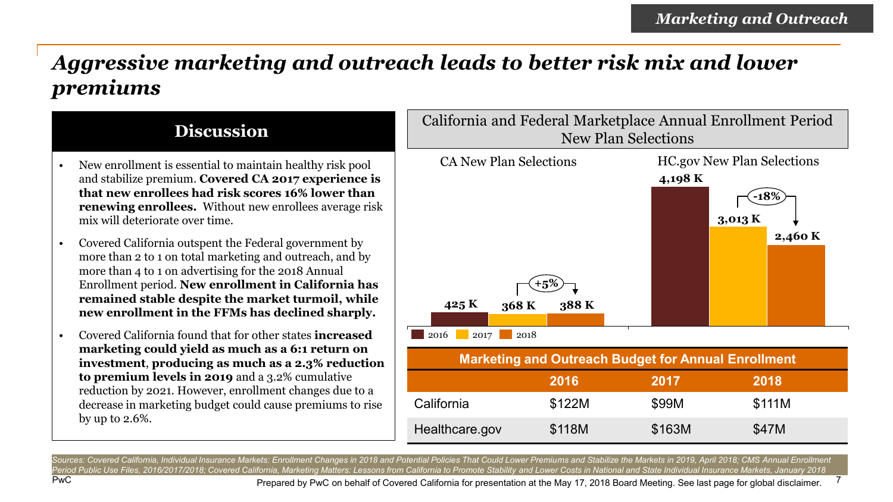# *Aggressive marketing and outreach leads to better risk mix and lower premiums*

## Discussion

- New enrollment is essential to maintain healthy risk pool and stabilize premium. **Covered CA 2017 experience is that new enrollees had risk scores 16% lower than renewing enrollees.** Without new enrollees average risk mix will deteriorate over time.
- Covered California outspent the Federal government by more than 2 to 1 on total marketing and outreach, and by more than 4 to 1 on advertising for the 2018 Annual Enrollment period. **New enrollment in California has remained stable despite the market turmoil, while new enrollment in the FFMs has declined sharply.**
- Covered California found that for other states **increased marketing could yield as much as a 6:1 return on investment**, **producing as much as a 2.3% reduction to premium levels in 2019** and a 3.2% cumulative reduction by 2021. However, enrollment changes due to a decrease in marketing budget could cause premiums to rise by up to 2.6%.

## California and Federal Marketplace Annual Enrollment Period New Plan Selections

| | 2016 | 2017 | 2018 | Change 2017–2018 |
|---|---|---|---|---|
| CA New Plan Selections | 425 K | 368 K | 388 K | +5% |
| HC.gov New Plan Selections | 4,198 K | 3,013 K | 2,460 K | -18% |

| Marketing and Outreach Budget for Annual Enrollment | 2016 | 2017 | 2018 |
|---|---|---|---|
| California | $122M | $99M | $111M |
| Healthcare.gov | $118M | $163M | $47M |

*Sources: Covered California, Individual Insurance Markets: Enrollment Changes in 2018 and Potential Policies That Could Lower Premiums and Stabilize the Markets in 2019, April 2018; CMS Annual Enrollment Period Public Use Files, 2016/2017/2018; Covered California, Marketing Matters: Lessons from California to Promote Stability and Lower Costs in National and State Individual Insurance Markets, January 2018*

Prepared by PwC on behalf of Covered California for presentation at the May 17, 2018 Board Meeting. See last page for global disclaimer.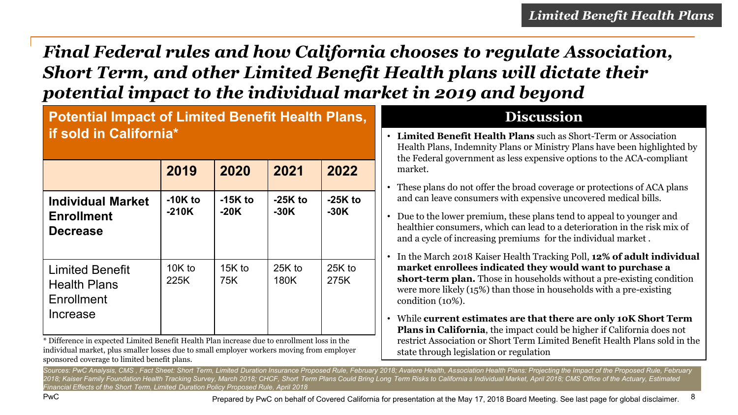# Final Federal rules and how California chooses to regulate Association, Short Term, and other Limited Benefit Health plans will dictate their potential impact to the individual market in 2019 and beyond

## Potential Impact of Limited Benefit Health Plans, if sold in California*

| | 2019 | 2020 | 2021 | 2022 |
|---|---|---|---|---|
| **Individual Market Enrollment Decrease** | **-10K to -210K** | **-15K to -20K** | **-25K to -30K** | **-25K to -30K** |
| Limited Benefit Health Plans Enrollment Increase | 10K to 225K | 15K to 75K | 25K to 180K | 25K to 275K |

* Difference in expected Limited Benefit Health Plan increase due to enrollment loss in the individual market, plus smaller losses due to small employer workers moving from employer sponsored coverage to limited benefit plans.

## Discussion

- **Limited Benefit Health Plans** such as Short-Term or Association Health Plans, Indemnity Plans or Ministry Plans have been highlighted by the Federal government as less expensive options to the ACA-compliant market.
- These plans do not offer the broad coverage or protections of ACA plans and can leave consumers with expensive uncovered medical bills.
- Due to the lower premium, these plans tend to appeal to younger and healthier consumers, which can lead to a deterioration in the risk mix of and a cycle of increasing premiums for the individual market .
- In the March 2018 Kaiser Health Tracking Poll, **12% of adult individual market enrollees indicated they would want to purchase a short-term plan.** Those in households without a pre-existing condition were more likely (15%) than those in households with a pre-existing condition (10%).
- While **current estimates are that there are only 10K Short Term Plans in California**, the impact could be higher if California does not restrict Association or Short Term Limited Benefit Health Plans sold in the state through legislation or regulation

*Sources: PwC Analysis, CMS , Fact Sheet: Short Term, Limited Duration Insurance Proposed Rule, February 2018; Avalere Health, Association Health Plans: Projecting the Impact of the Proposed Rule, February 2018; Kaiser Family Foundation Health Tracking Survey, March 2018; CHCF, Short Term Plans Could Bring Long Term Risks to California s Individual Market, April 2018; CMS Office of the Actuary, Estimated Financial Effects of the Short Term, Limited Duration Policy Proposed Rule, April 2018*

Prepared by PwC on behalf of Covered California for presentation at the May 17, 2018 Board Meeting. See last page for global disclaimer.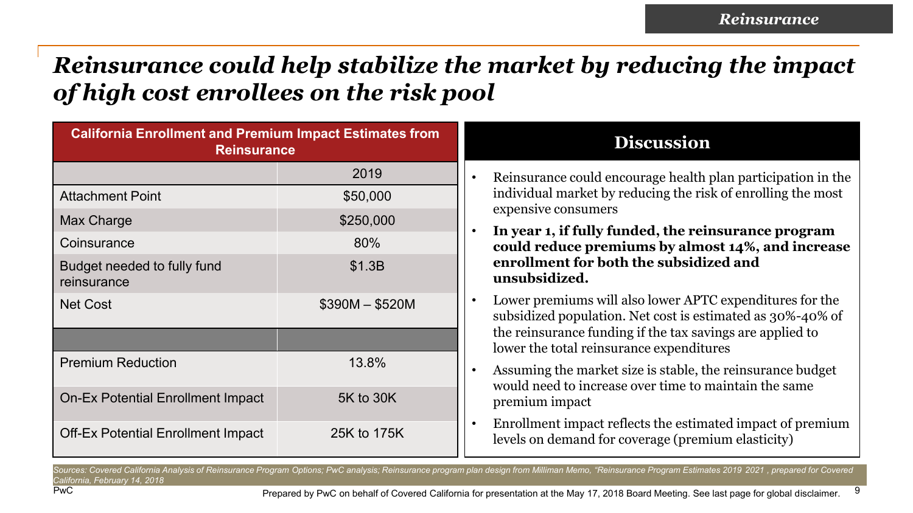# *Reinsurance could help stabilize the market by reducing the impact of high cost enrollees on the risk pool*

**California Enrollment and Premium Impact Estimates from Reinsurance**

| | 2019 |
|---|---|
| Attachment Point | $50,000 |
| Max Charge | $250,000 |
| Coinsurance | 80% |
| Budget needed to fully fund reinsurance | $1.3B |
| Net Cost | $390M – $520M |
| | |
| Premium Reduction | 13.8% |
| On-Ex Potential Enrollment Impact | 5K to 30K |
| Off-Ex Potential Enrollment Impact | 25K to 175K |

## Discussion

- Reinsurance could encourage health plan participation in the individual market by reducing the risk of enrolling the most expensive consumers
- **In year 1, if fully funded, the reinsurance program could reduce premiums by almost 14%, and increase enrollment for both the subsidized and unsubsidized.**
- Lower premiums will also lower APTC expenditures for the subsidized population. Net cost is estimated as 30%-40% of the reinsurance funding if the tax savings are applied to lower the total reinsurance expenditures
- Assuming the market size is stable, the reinsurance budget would need to increase over time to maintain the same premium impact
- Enrollment impact reflects the estimated impact of premium levels on demand for coverage (premium elasticity)

*Sources: Covered California Analysis of Reinsurance Program Options; PwC analysis; Reinsurance program plan design from Milliman Memo, "Reinsurance Program Estimates 2019 2021 , prepared for Covered California, February 14, 2018*

Prepared by PwC on behalf of Covered California for presentation at the May 17, 2018 Board Meeting. See last page for global disclaimer.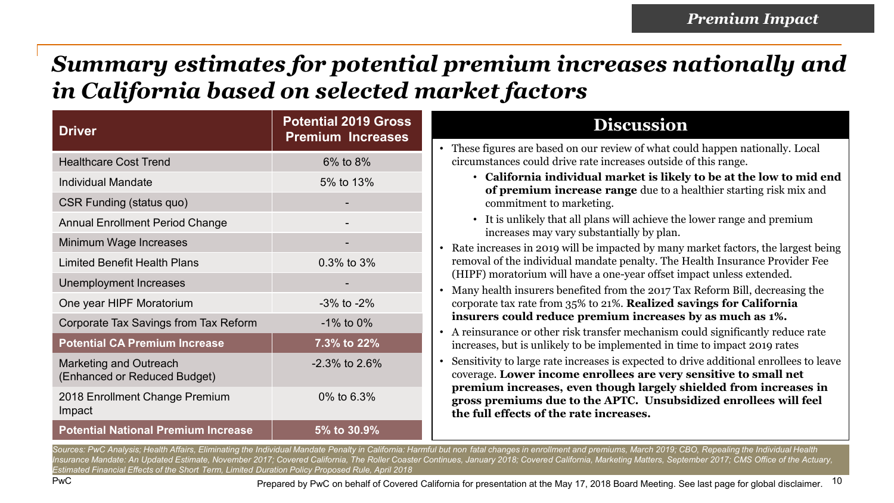# *Summary estimates for potential premium increases nationally and in California based on selected market factors*

| Driver | Potential 2019 Gross Premium Increases |
|---|---|
| Healthcare Cost Trend | 6% to 8% |
| Individual Mandate | 5% to 13% |
| CSR Funding (status quo) | - |
| Annual Enrollment Period Change | - |
| Minimum Wage Increases | - |
| Limited Benefit Health Plans | 0.3% to 3% |
| Unemployment Increases | - |
| One year HIPF Moratorium | -3% to -2% |
| Corporate Tax Savings from Tax Reform | -1% to 0% |
| **Potential CA Premium Increase** | **7.3% to 22%** |
| Marketing and Outreach (Enhanced or Reduced Budget) | -2.3% to 2.6% |
| 2018 Enrollment Change Premium Impact | 0% to 6.3% |
| **Potential National Premium Increase** | **5% to 30.9%** |

## Discussion

- These figures are based on our review of what could happen nationally. Local circumstances could drive rate increases outside of this range.
  - **California individual market is likely to be at the low to mid end of premium increase range** due to a healthier starting risk mix and commitment to marketing.
  - It is unlikely that all plans will achieve the lower range and premium increases may vary substantially by plan.
- Rate increases in 2019 will be impacted by many market factors, the largest being removal of the individual mandate penalty. The Health Insurance Provider Fee (HIPF) moratorium will have a one-year offset impact unless extended.
- Many health insurers benefited from the 2017 Tax Reform Bill, decreasing the corporate tax rate from 35% to 21%. **Realized savings for California insurers could reduce premium increases by as much as 1%.**
- A reinsurance or other risk transfer mechanism could significantly reduce rate increases, but is unlikely to be implemented in time to impact 2019 rates
- Sensitivity to large rate increases is expected to drive additional enrollees to leave coverage. **Lower income enrollees are very sensitive to small net premium increases, even though largely shielded from increases in gross premiums due to the APTC. Unsubsidized enrollees will feel the full effects of the rate increases.**

*Sources: PwC Analysis; Health Affairs, Eliminating the Individual Mandate Penalty in California: Harmful but non fatal changes in enrollment and premiums, March 2019; CBO, Repealing the Individual Health Insurance Mandate: An Updated Estimate, November 2017; Covered California, The Roller Coaster Continues, January 2018; Covered California, Marketing Matters, September 2017; CMS Office of the Actuary, Estimated Financial Effects of the Short Term, Limited Duration Policy Proposed Rule, April 2018*

Prepared by PwC on behalf of Covered California for presentation at the May 17, 2018 Board Meeting. See last page for global disclaimer.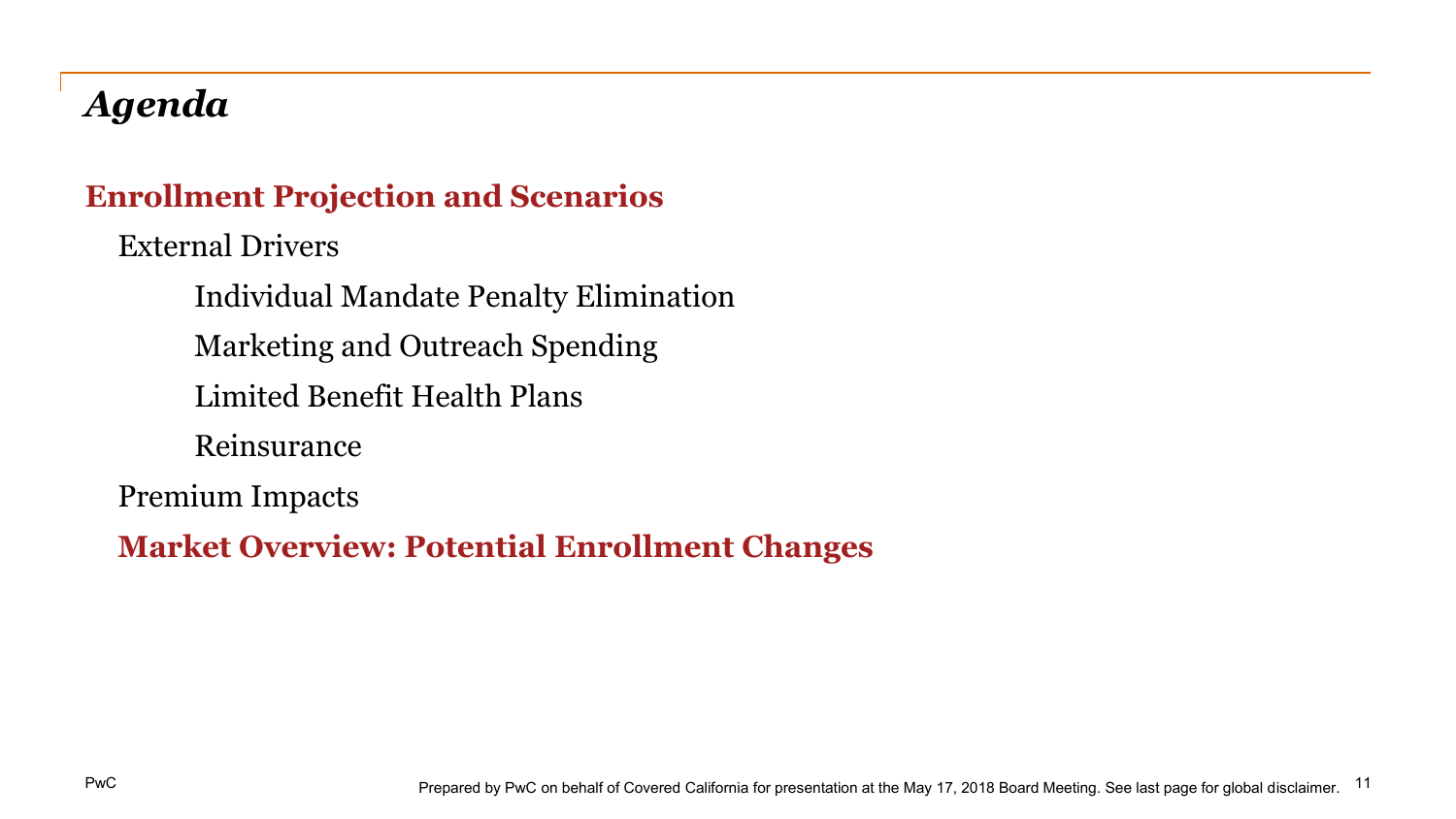# *Agenda*

**Enrollment Projection and Scenarios**

- External Drivers
  - Individual Mandate Penalty Elimination
  - Marketing and Outreach Spending
  - Limited Benefit Health Plans
  - Reinsurance
- Premium Impacts
- **Market Overview: Potential Enrollment Changes**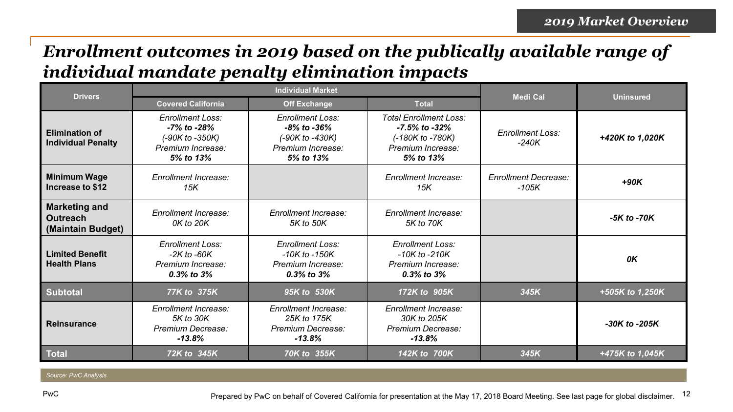# Enrollment outcomes in 2019 based on the publically available range of individual mandate penalty elimination impacts

| Drivers | Individual Market | | | Medi Cal | Uninsured |
|---|---|---|---|---|---|
| | Covered California | Off Exchange | Total | | |
| **Elimination of Individual Penalty** | *Enrollment Loss:* ***-7% to -28%*** *(-90K to -350K)* *Premium Increase:* ***5% to 13%*** | *Enrollment Loss:* ***-8% to -36%*** *(-90K to -430K)* *Premium Increase:* ***5% to 13%*** | *Total Enrollment Loss:* ***-7.5% to -32%*** *(-180K to -780K)* *Premium Increase:* ***5% to 13%*** | *Enrollment Loss: -240K* | ***+420K to 1,020K*** |
| **Minimum Wage Increase to $12** | *Enrollment Increase: 15K* | | *Enrollment Increase: 15K* | *Enrollment Decrease: -105K* | ***+90K*** |
| **Marketing and Outreach (Maintain Budget)** | *Enrollment Increase: 0K to 20K* | *Enrollment Increase: 5K to 50K* | *Enrollment Increase: 5K to 70K* | | ***-5K to -70K*** |
| **Limited Benefit Health Plans** | *Enrollment Loss: -2K to -60K* *Premium Increase:* ***0.3% to 3%*** | *Enrollment Loss: -10K to -150K* *Premium Increase:* ***0.3% to 3%*** | *Enrollment Loss: -10K to -210K* *Premium Increase:* ***0.3% to 3%*** | | ***0K*** |
| **Subtotal** | ***77K to 375K*** | ***95K to 530K*** | ***172K to 905K*** | ***345K*** | ***+505K to 1,250K*** |
| **Reinsurance** | *Enrollment Increase: 5K to 30K* *Premium Decrease:* ***-13.8%*** | *Enrollment Increase: 25K to 175K* *Premium Decrease:* ***-13.8%*** | *Enrollment Increase: 30K to 205K* *Premium Decrease:* ***-13.8%*** | | ***-30K to -205K*** |
| **Total** | ***72K to 345K*** | ***70K to 355K*** | ***142K to 700K*** | ***345K*** | ***+475K to 1,045K*** |

*Source: PwC Analysis*

Prepared by PwC on behalf of Covered California for presentation at the May 17, 2018 Board Meeting. See last page for global disclaimer.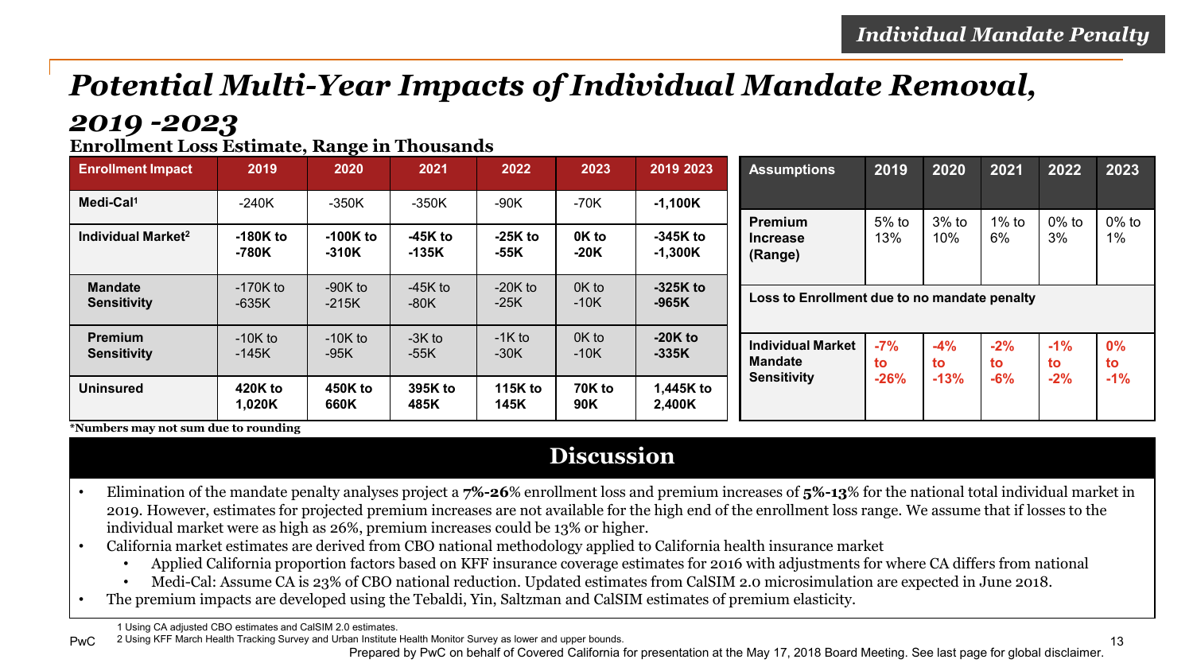# Potential Multi-Year Impacts of Individual Mandate Removal, 2019 -2023

**Enrollment Loss Estimate, Range in Thousands**

| Enrollment Impact | 2019 | 2020 | 2021 | 2022 | 2023 | 2019 2023 |
|---|---|---|---|---|---|---|
| **Medi-Cal[1]** | -240K | -350K | -350K | -90K | -70K | **-1,100K** |
| **Individual Market[2]** | **-180K to -780K** | **-100K to -310K** | **-45K to -135K** | **-25K to -55K** | **0K to -20K** | **-345K to -1,300K** |
| **Mandate Sensitivity** | -170K to -635K | -90K to -215K | -45K to -80K | -20K to -25K | 0K to -10K | **-325K to -965K** |
| **Premium Sensitivity** | -10K to -145K | -10K to -95K | -3K to -55K | -1K to -30K | 0K to -10K | **-20K to -335K** |
| **Uninsured** | **420K to 1,020K** | **450K to 660K** | **395K to 485K** | **115K to 145K** | **70K to 90K** | **1,445K to 2,400K** |

**\*Numbers may not sum due to rounding**

| Assumptions | 2019 | 2020 | 2021 | 2022 | 2023 |
|---|---|---|---|---|---|
| **Premium Increase (Range)** | 5% to 13% | 3% to 10% | 1% to 6% | 0% to 3% | 0% to 1% |
| **Loss to Enrollment due to no mandate penalty** | | | | | |
| **Individual Market Mandate Sensitivity** | **-7% to -26%** | **-4% to -13%** | **-2% to -6%** | **-1% to -2%** | **0% to -1%** |

## Discussion

- Elimination of the mandate penalty analyses project a **7%-26**% enrollment loss and premium increases of **5%-13**% for the national total individual market in 2019. However, estimates for projected premium increases are not available for the high end of the enrollment loss range. We assume that if losses to the individual market were as high as 26%, premium increases could be 13% or higher.
- California market estimates are derived from CBO national methodology applied to California health insurance market
  - Applied California proportion factors based on KFF insurance coverage estimates for 2016 with adjustments for where CA differs from national
  - Medi-Cal: Assume CA is 23% of CBO national reduction. Updated estimates from CalSIM 2.0 microsimulation are expected in June 2018.
- The premium impacts are developed using the Tebaldi, Yin, Saltzman and CalSIM estimates of premium elasticity.

1 Using CA adjusted CBO estimates and CalSIM 2.0 estimates.
2 Using KFF March Health Tracking Survey and Urban Institute Health Monitor Survey as lower and upper bounds.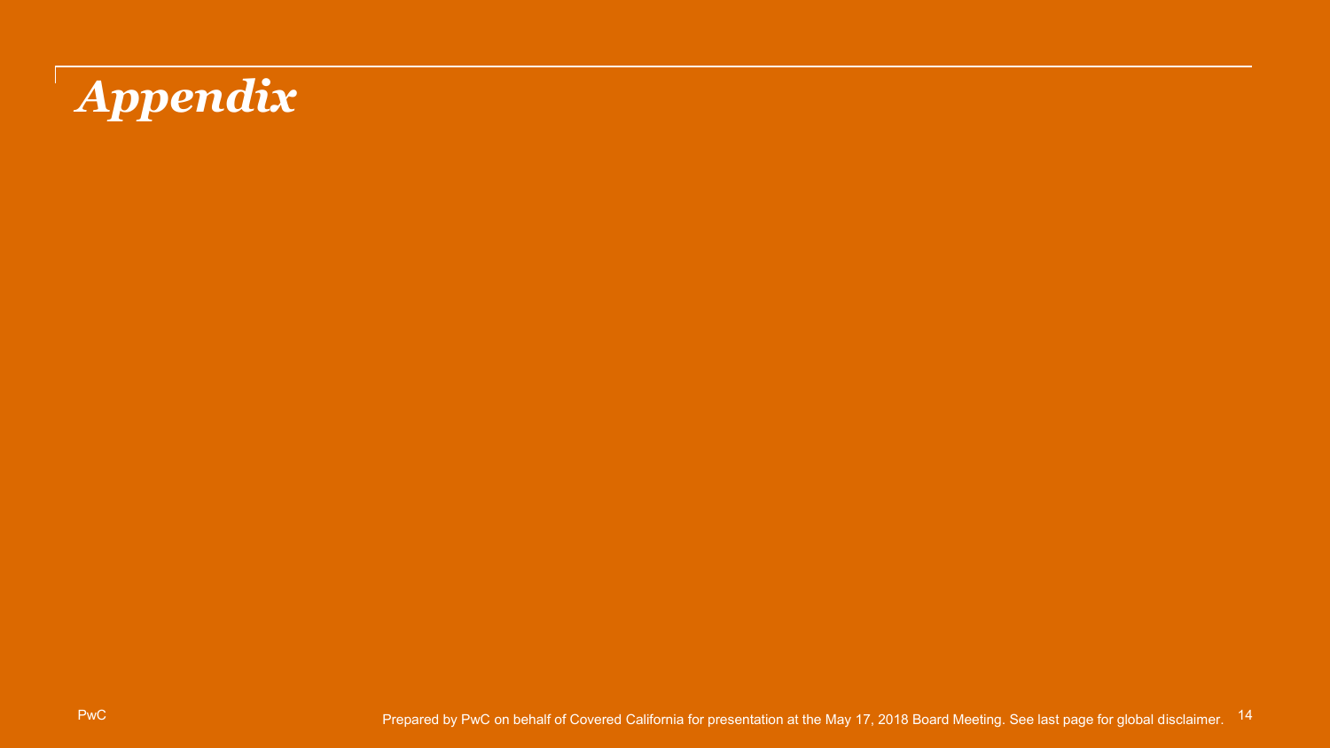# *Appendix*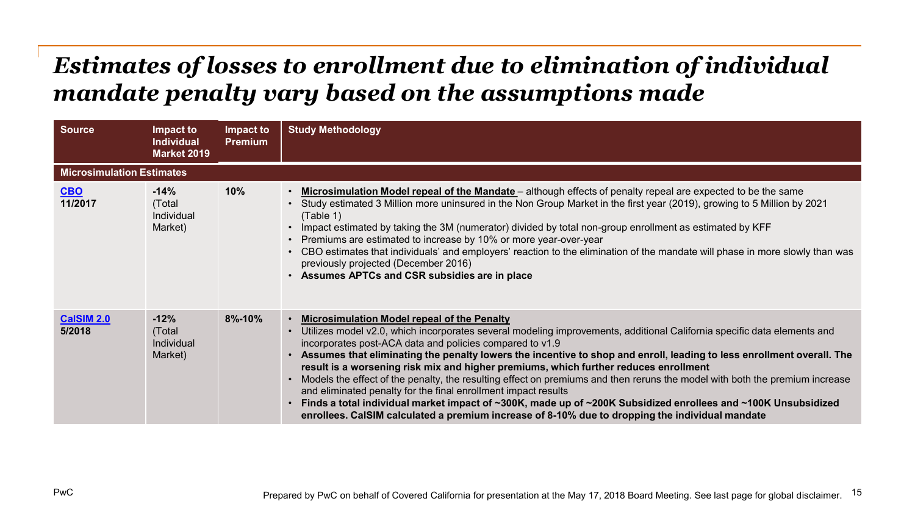# *Estimates of losses to enrollment due to elimination of individual mandate penalty vary based on the assumptions made*

| Source | Impact to Individual Market 2019 | Impact to Premium | Study Methodology |
|---|---|---|---|
| **Microsimulation Estimates** | | | |
| **CBO 11/2017** | **-14%** (Total Individual Market) | **10%** | • **Microsimulation Model repeal of the Mandate** – although effects of penalty repeal are expected to be the same<br>• Study estimated 3 Million more uninsured in the Non Group Market in the first year (2019), growing to 5 Million by 2021 (Table 1)<br>• Impact estimated by taking the 3M (numerator) divided by total non-group enrollment as estimated by KFF<br>• Premiums are estimated to increase by 10% or more year-over-year<br>• CBO estimates that individuals' and employers' reaction to the elimination of the mandate will phase in more slowly than was previously projected (December 2016)<br>• **Assumes APTCs and CSR subsidies are in place** |
| **CalSIM 2.0 5/2018** | **-12%** (Total Individual Market) | **8%-10%** | • **Microsimulation Model repeal of the Penalty**<br>• Utilizes model v2.0, which incorporates several modeling improvements, additional California specific data elements and incorporates post-ACA data and policies compared to v1.9<br>• **Assumes that eliminating the penalty lowers the incentive to shop and enroll, leading to less enrollment overall. The result is a worsening risk mix and higher premiums, which further reduces enrollment**<br>• Models the effect of the penalty, the resulting effect on premiums and then reruns the model with both the premium increase and eliminated penalty for the final enrollment impact results<br>• **Finds a total individual market impact of ~300K, made up of ~200K Subsidized enrollees and ~100K Unsubsidized enrollees. CalSIM calculated a premium increase of 8-10% due to dropping the individual mandate** |

Prepared by PwC on behalf of Covered California for presentation at the May 17, 2018 Board Meeting. See last page for global disclaimer.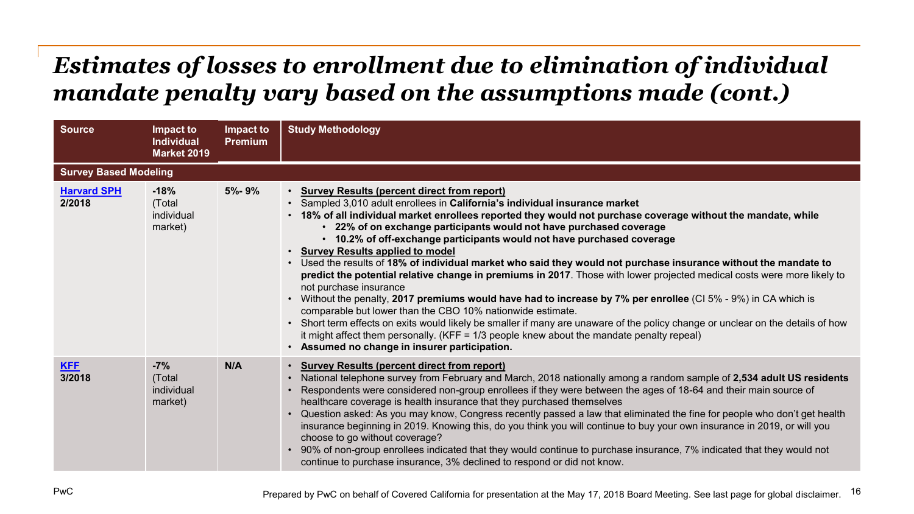# *Estimates of losses to enrollment due to elimination of individual mandate penalty vary based on the assumptions made (cont.)*

| Source | Impact to Individual Market 2019 | Impact to Premium | Study Methodology |
|---|---|---|---|
| **Survey Based Modeling** | | | |
| **Harvard SPH 2/2018** | **-18%** (Total individual market) | 5%- 9% | • **Survey Results (percent direct from report)**<br>• Sampled 3,010 adult enrollees in **California's individual insurance market**<br>• **18% of all individual market enrollees reported they would not purchase coverage without the mandate, while**<br>  • **22% of on exchange participants would not have purchased coverage**<br>  • **10.2% of off-exchange participants would not have purchased coverage**<br>• **Survey Results applied to model**<br>• Used the results of **18% of individual market who said they would not purchase insurance without the mandate to predict the potential relative change in premiums in 2017**. Those with lower projected medical costs were more likely to not purchase insurance<br>• Without the penalty, **2017 premiums would have had to increase by 7% per enrollee** (CI 5% - 9%) in CA which is comparable but lower than the CBO 10% nationwide estimate.<br>• Short term effects on exits would likely be smaller if many are unaware of the policy change or unclear on the details of how it might affect them personally. (KFF = 1/3 people knew about the mandate penalty repeal)<br>• **Assumed no change in insurer participation.** |
| **KFF 3/2018** | **-7%** (Total individual market) | **N/A** | • **Survey Results (percent direct from report)**<br>• National telephone survey from February and March, 2018 nationally among a random sample of **2,534 adult US residents**<br>• Respondents were considered non-group enrollees if they were between the ages of 18-64 and their main source of healthcare coverage is health insurance that they purchased themselves<br>• Question asked: As you may know, Congress recently passed a law that eliminated the fine for people who don't get health insurance beginning in 2019. Knowing this, do you think you will continue to buy your own insurance in 2019, or will you choose to go without coverage?<br>• 90% of non-group enrollees indicated that they would continue to purchase insurance, 7% indicated that they would not continue to purchase insurance, 3% declined to respond or did not know. |

PwC

Prepared by PwC on behalf of Covered California for presentation at the May 17, 2018 Board Meeting. See last page for global disclaimer.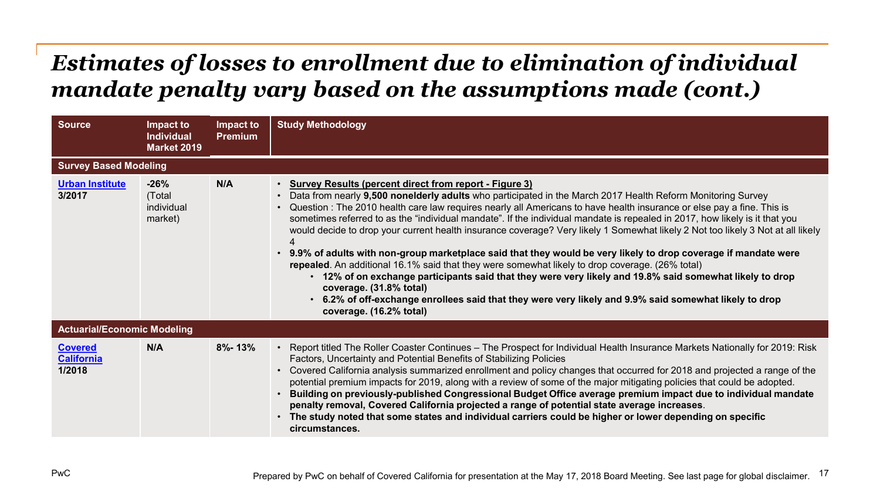# *Estimates of losses to enrollment due to elimination of individual mandate penalty vary based on the assumptions made (cont.)*

| Source | Impact to Individual Market 2019 | Impact to Premium | Study Methodology |
|---|---|---|---|
| **Survey Based Modeling** | | | |
| **Urban Institute 3/2017** | **-26%** (Total individual market) | **N/A** | • **Survey Results (percent direct from report - Figure 3)**<br>• Data from nearly **9,500 nonelderly adults** who participated in the March 2017 Health Reform Monitoring Survey<br>• Question : The 2010 health care law requires nearly all Americans to have health insurance or else pay a fine. This is sometimes referred to as the "individual mandate". If the individual mandate is repealed in 2017, how likely is it that you would decide to drop your current health insurance coverage? Very likely 1 Somewhat likely 2 Not too likely 3 Not at all likely 4<br>• **9.9% of adults with non-group marketplace said that they would be very likely to drop coverage if mandate were repealed**. An additional 16.1% said that they were somewhat likely to drop coverage. (26% total)<br>  • **12% of on exchange participants said that they were very likely and 19.8% said somewhat likely to drop coverage. (31.8% total)**<br>  • **6.2% of off-exchange enrollees said that they were very likely and 9.9% said somewhat likely to drop coverage. (16.2% total)** |
| **Actuarial/Economic Modeling** | | | |
| **Covered California 1/2018** | **N/A** | **8%- 13%** | • Report titled The Roller Coaster Continues – The Prospect for Individual Health Insurance Markets Nationally for 2019: Risk Factors, Uncertainty and Potential Benefits of Stabilizing Policies<br>• Covered California analysis summarized enrollment and policy changes that occurred for 2018 and projected a range of the potential premium impacts for 2019, along with a review of some of the major mitigating policies that could be adopted.<br>• **Building on previously-published Congressional Budget Office average premium impact due to individual mandate penalty removal, Covered California projected a range of potential state average increases**.<br>• **The study noted that some states and individual carriers could be higher or lower depending on specific circumstances.** |

PwC

Prepared by PwC on behalf of Covered California for presentation at the May 17, 2018 Board Meeting. See last page for global disclaimer.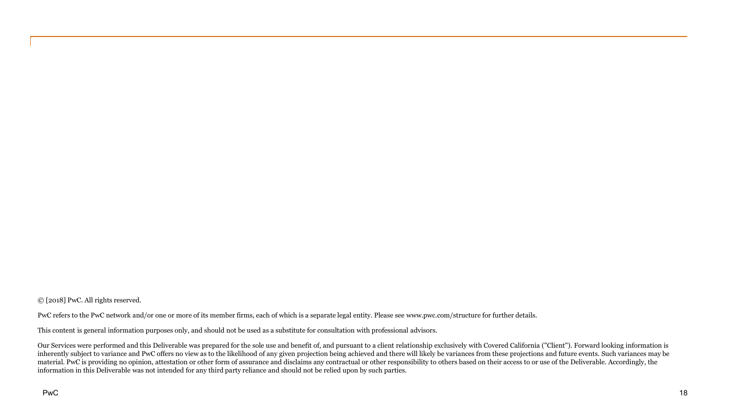© [2018] PwC. All rights reserved.

PwC refers to the PwC network and/or one or more of its member firms, each of which is a separate legal entity. Please see www.pwc.com/structure for further details.

This content is general information purposes only, and should not be used as a substitute for consultation with professional advisors.

Our Services were performed and this Deliverable was prepared for the sole use and benefit of, and pursuant to a client relationship exclusively with Covered California ("Client"). Forward looking information is inherently subject to variance and PwC offers no view as to the likelihood of any given projection being achieved and there will likely be variances from these projections and future events. Such variances may be material. PwC is providing no opinion, attestation or other form of assurance and disclaims any contractual or other responsibility to others based on their access to or use of the Deliverable. Accordingly, the information in this Deliverable was not intended for any third party reliance and should not be relied upon by such parties.